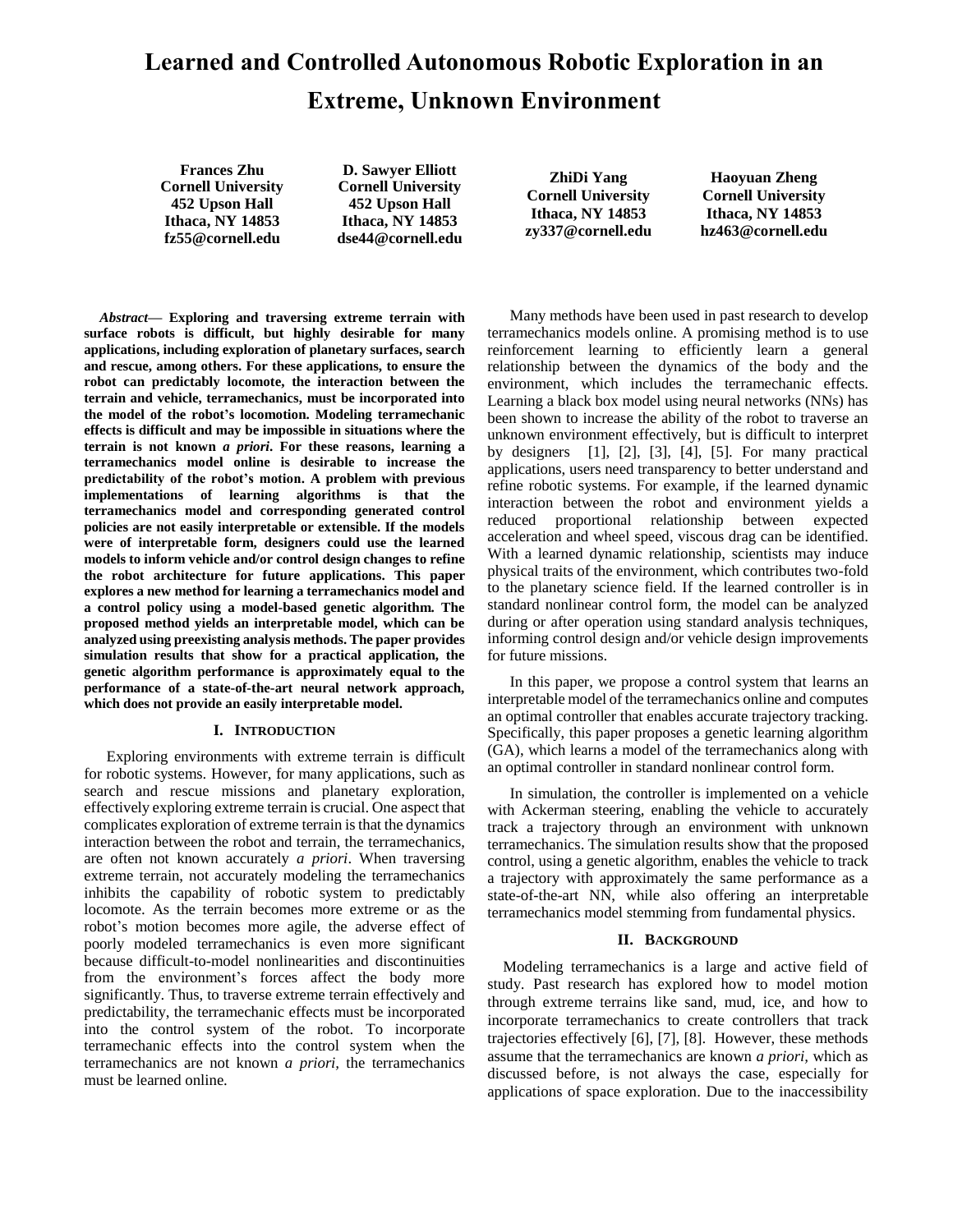# Learned and Controlled Autonomous Robotic Exploration in an Extreme, Unknown Environment

**Frances Zhu**
**Cornell University**
**452 Upson Hall**
**Ithaca, NY 14853**
**fz55@cornell.edu**

**D. Sawyer Elliott**
**Cornell University**
**452 Upson Hall**
**Ithaca, NY 14853**
**dse44@cornell.edu**

**ZhiDi Yang**
**Cornell University**
**Ithaca, NY 14853**
**zy337@cornell.edu**

**Haoyuan Zheng**
**Cornell University**
**Ithaca, NY 14853**
**hz463@cornell.edu**

***Abstract*— Exploring and traversing extreme terrain with surface robots is difficult, but highly desirable for many applications, including exploration of planetary surfaces, search and rescue, among others. For these applications, to ensure the robot can predictably locomote, the interaction between the terrain and vehicle, terramechanics, must be incorporated into the model of the robot's locomotion. Modeling terramechanic effects is difficult and may be impossible in situations where the terrain is not known *a priori*. For these reasons, learning a terramechanics model online is desirable to increase the predictability of the robot's motion. A problem with previous implementations of learning algorithms is that the terramechanics model and corresponding generated control policies are not easily interpretable or extensible. If the models were of interpretable form, designers could use the learned models to inform vehicle and/or control design changes to refine the robot architecture for future applications. This paper explores a new method for learning a terramechanics model and a control policy using a model-based genetic algorithm. The proposed method yields an interpretable model, which can be analyzed using preexisting analysis methods. The paper provides simulation results that show for a practical application, the genetic algorithm performance is approximately equal to the performance of a state-of-the-art neural network approach, which does not provide an easily interpretable model.**

## I. Introduction

Exploring environments with extreme terrain is difficult for robotic systems. However, for many applications, such as search and rescue missions and planetary exploration, effectively exploring extreme terrain is crucial. One aspect that complicates exploration of extreme terrain is that the dynamics interaction between the robot and terrain, the terramechanics, are often not known accurately *a priori*. When traversing extreme terrain, not accurately modeling the terramechanics inhibits the capability of robotic system to predictably locomote. As the terrain becomes more extreme or as the robot's motion becomes more agile, the adverse effect of poorly modeled terramechanics is even more significant because difficult-to-model nonlinearities and discontinuities from the environment's forces affect the body more significantly. Thus, to traverse extreme terrain effectively and predictability, the terramechanic effects must be incorporated into the control system of the robot. To incorporate terramechanic effects into the control system when the terramechanics are not known *a priori,* the terramechanics must be learned online.

Many methods have been used in past research to develop terramechanics models online. A promising method is to use reinforcement learning to efficiently learn a general relationship between the dynamics of the body and the environment, which includes the terramechanic effects. Learning a black box model using neural networks (NNs) has been shown to increase the ability of the robot to traverse an unknown environment effectively, but is difficult to interpret by designers [1], [2], [3], [4], [5]. For many practical applications, users need transparency to better understand and refine robotic systems. For example, if the learned dynamic interaction between the robot and environment yields a reduced proportional relationship between expected acceleration and wheel speed, viscous drag can be identified. With a learned dynamic relationship, scientists may induce physical traits of the environment, which contributes two-fold to the planetary science field. If the learned controller is in standard nonlinear control form, the model can be analyzed during or after operation using standard analysis techniques, informing control design and/or vehicle design improvements for future missions.

In this paper, we propose a control system that learns an interpretable model of the terramechanics online and computes an optimal controller that enables accurate trajectory tracking. Specifically, this paper proposes a genetic learning algorithm (GA), which learns a model of the terramechanics along with an optimal controller in standard nonlinear control form.

In simulation, the controller is implemented on a vehicle with Ackerman steering, enabling the vehicle to accurately track a trajectory through an environment with unknown terramechanics. The simulation results show that the proposed control, using a genetic algorithm, enables the vehicle to track a trajectory with approximately the same performance as a state-of-the-art NN, while also offering an interpretable terramechanics model stemming from fundamental physics.

## II. Background

Modeling terramechanics is a large and active field of study. Past research has explored how to model motion through extreme terrains like sand, mud, ice, and how to incorporate terramechanics to create controllers that track trajectories effectively [6], [7], [8]. However, these methods assume that the terramechanics are known *a priori*, which as discussed before, is not always the case, especially for applications of space exploration. Due to the inaccessibility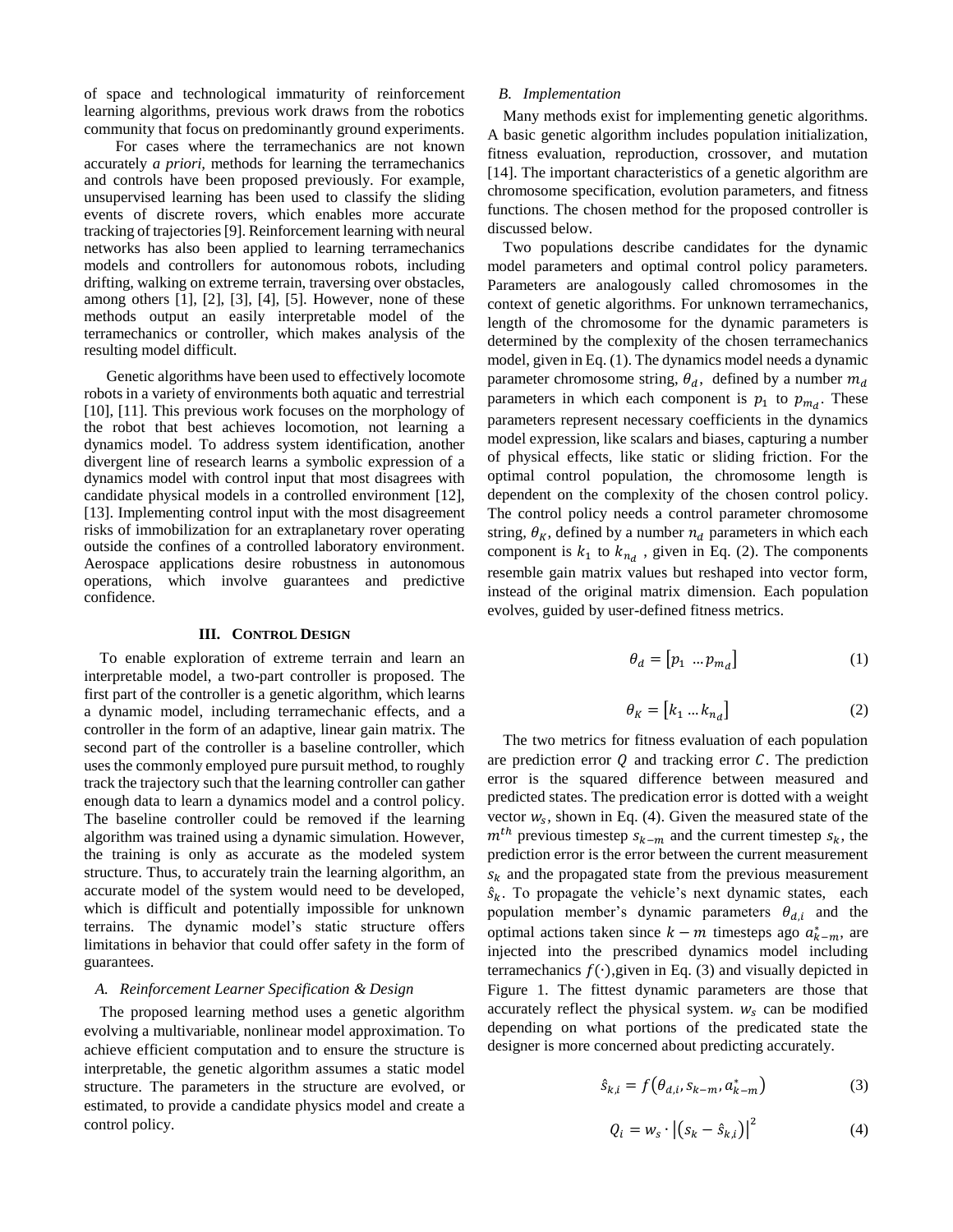of space and technological immaturity of reinforcement learning algorithms, previous work draws from the robotics community that focus on predominantly ground experiments.

For cases where the terramechanics are not known accurately *a priori*, methods for learning the terramechanics and controls have been proposed previously. For example, unsupervised learning has been used to classify the sliding events of discrete rovers, which enables more accurate tracking of trajectories [9]. Reinforcement learning with neural networks has also been applied to learning terramechanics models and controllers for autonomous robots, including drifting, walking on extreme terrain, traversing over obstacles, among others [1], [2], [3], [4], [5]. However, none of these methods output an easily interpretable model of the terramechanics or controller, which makes analysis of the resulting model difficult.

Genetic algorithms have been used to effectively locomote robots in a variety of environments both aquatic and terrestrial [10], [11]. This previous work focuses on the morphology of the robot that best achieves locomotion, not learning a dynamics model. To address system identification, another divergent line of research learns a symbolic expression of a dynamics model with control input that most disagrees with candidate physical models in a controlled environment [12], [13]. Implementing control input with the most disagreement risks of immobilization for an extraplanetary rover operating outside the confines of a controlled laboratory environment. Aerospace applications desire robustness in autonomous operations, which involve guarantees and predictive confidence.

## III. Control Design

To enable exploration of extreme terrain and learn an interpretable model, a two-part controller is proposed. The first part of the controller is a genetic algorithm, which learns a dynamic model, including terramechanic effects, and a controller in the form of an adaptive, linear gain matrix. The second part of the controller is a baseline controller, which uses the commonly employed pure pursuit method, to roughly track the trajectory such that the learning controller can gather enough data to learn a dynamics model and a control policy. The baseline controller could be removed if the learning algorithm was trained using a dynamic simulation. However, the training is only as accurate as the modeled system structure. Thus, to accurately train the learning algorithm, an accurate model of the system would need to be developed, which is difficult and potentially impossible for unknown terrains. The dynamic model's static structure offers limitations in behavior that could offer safety in the form of guarantees.

### *A. Reinforcement Learner Specification & Design*

The proposed learning method uses a genetic algorithm evolving a multivariable, nonlinear model approximation. To achieve efficient computation and to ensure the structure is interpretable, the genetic algorithm assumes a static model structure. The parameters in the structure are evolved, or estimated, to provide a candidate physics model and create a control policy.

### *B. Implementation*

Many methods exist for implementing genetic algorithms. A basic genetic algorithm includes population initialization, fitness evaluation, reproduction, crossover, and mutation [14]. The important characteristics of a genetic algorithm are chromosome specification, evolution parameters, and fitness functions. The chosen method for the proposed controller is discussed below.

Two populations describe candidates for the dynamic model parameters and optimal control policy parameters. Parameters are analogously called chromosomes in the context of genetic algorithms. For unknown terramechanics, length of the chromosome for the dynamic parameters is determined by the complexity of the chosen terramechanics model, given in Eq. (1). The dynamics model needs a dynamic parameter chromosome string, $\theta_d$, defined by a number $m_d$ parameters in which each component is $p_1$ to $p_{m_d}$. These parameters represent necessary coefficients in the dynamics model expression, like scalars and biases, capturing a number of physical effects, like static or sliding friction. For the optimal control population, the chromosome length is dependent on the complexity of the chosen control policy. The control policy needs a control parameter chromosome string, $\theta_K$, defined by a number $n_d$ parameters in which each component is $k_1$ to $k_{n_d}$, given in Eq. (2). The components resemble gain matrix values but reshaped into vector form, instead of the original matrix dimension. Each population evolves, guided by user-defined fitness metrics.

$$\theta_d = [p_1 \ \dots p_{m_d}] \tag{1}$$

$$\theta_K = [k_1 \dots k_{n_d}] \tag{2}$$

The two metrics for fitness evaluation of each population are prediction error $Q$ and tracking error $C$. The prediction error is the squared difference between measured and predicted states. The predication error is dotted with a weight vector $w_s$, shown in Eq. (4). Given the measured state of the $m^{th}$ previous timestep $s_{k-m}$ and the current timestep $s_k$, the prediction error is the error between the current measurement $s_k$ and the propagated state from the previous measurement $\hat{s}_k$. To propagate the vehicle's next dynamic states, each population member's dynamic parameters $\theta_{d,i}$ and the optimal actions taken since $k-m$ timesteps ago $a^*_{k-m}$, are injected into the prescribed dynamics model including terramechanics $f(\cdot)$, given in Eq. (3) and visually depicted in Figure 1. The fittest dynamic parameters are those that accurately reflect the physical system. $w_s$ can be modified depending on what portions of the predicated state the designer is more concerned about predicting accurately.

$$\hat{s}_{k,i} = f(\theta_{d,i}, s_{k-m}, a^*_{k-m}) \tag{3}$$

$$Q_i = w_s \cdot |(s_k - \hat{s}_{k,i})|^2 \tag{4}$$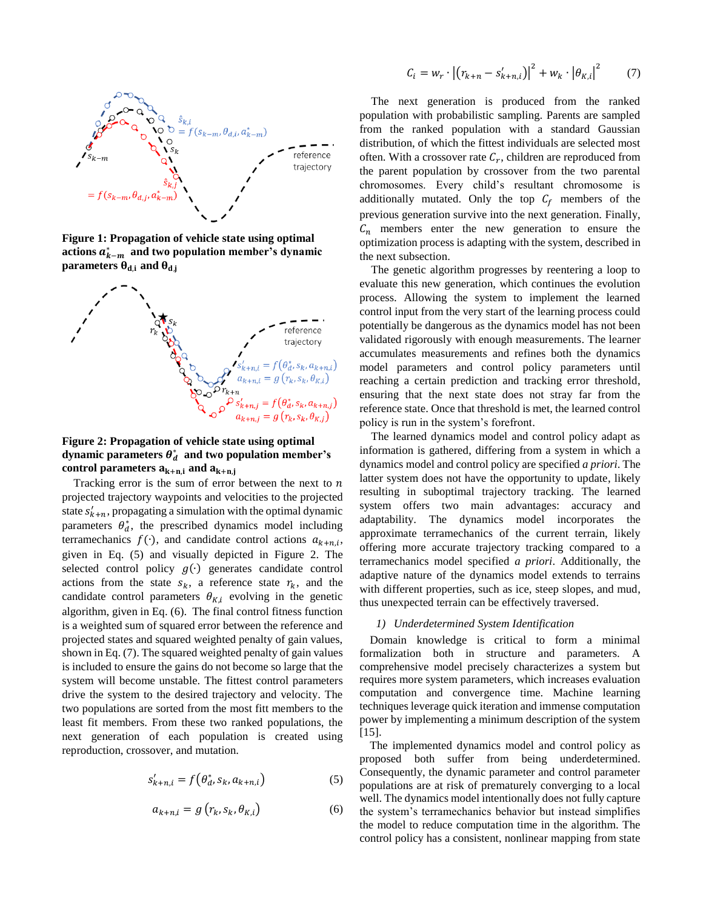$\hat{s}_{k,i}$
$= f(s_{k-m}, \theta_{d,i}, a^*_{k-m})$
$s_k$
$s_{k-m}$
reference
trajectory
$\hat{s}_{k,j}$
$= f(s_{k-m}, \theta_{d,j}, a^*_{k-m})$

**Figure 1: Propagation of vehicle state using optimal actions $a^*_{k-m}$ and two population member's dynamic parameters $\theta_{d,i}$ and $\theta_{d,j}$**

$s_k$
$r_k$
reference
trajectory
$s'_{k+n,i} = f(\theta^*_d, s_k, a_{k+n,i})$
$a_{k+n,i} = g(r_k, s_k, \theta_{K,i})$
$r_{k+n}$
$s'_{k+n,j} = f(\theta^*_d, s_k, a_{k+n,j})$
$a_{k+n,j} = g(r_k, s_k, \theta_{K,j})$

**Figure 2: Propagation of vehicle state using optimal dynamic parameters $\theta^*_d$ and two population member's control parameters $a_{k+n,i}$ and $a_{k+n,j}$**

Tracking error is the sum of error between the next to $n$ projected trajectory waypoints and velocities to the projected state $s'_{k+n}$, propagating a simulation with the optimal dynamic parameters $\theta^*_d$, the prescribed dynamics model including terramechanics $f(\cdot)$, and candidate control actions $a_{k+n,i}$, given in Eq. (5) and visually depicted in Figure 2. The selected control policy $g(\cdot)$ generates candidate control actions from the state $s_k$, a reference state $r_k$, and the candidate control parameters $\theta_{K,i}$ evolving in the genetic algorithm, given in Eq. (6). The final control fitness function is a weighted sum of squared error between the reference and projected states and squared weighted penalty of gain values, shown in Eq. (7). The squared weighted penalty of gain values is included to ensure the gains do not become so large that the system will become unstable. The fittest control parameters drive the system to the desired trajectory and velocity. The two populations are sorted from the most fit members to the least fit members. From these two ranked populations, the next generation of each population is created using reproduction, crossover, and mutation.

$$s'_{k+n,i} = f(\theta^*_d, s_k, a_{k+n,i}) \quad (5)$$

$$a_{k+n,i} = g(r_k, s_k, \theta_{K,i}) \quad (6)$$

$$C_i = w_r \cdot |(r_{k+n} - s'_{k+n,i})|^2 + w_k \cdot |\theta_{K,i}|^2 \quad (7)$$

The next generation is produced from the ranked population with probabilistic sampling. Parents are sampled from the ranked population with a standard Gaussian distribution, of which the fittest individuals are selected most often. With a crossover rate $C_r$, children are reproduced from the parent population by crossover from the two parental chromosomes. Every child's resultant chromosome is additionally mutated. Only the top $C_f$ members of the previous generation survive into the next generation. Finally, $C_n$ members enter the new generation to ensure the optimization process is adapting with the system, described in the next subsection.

The genetic algorithm progresses by reentering a loop to evaluate this new generation, which continues the evolution process. Allowing the system to implement the learned control input from the very start of the learning process could potentially be dangerous as the dynamics model has not been validated rigorously with enough measurements. The learner accumulates measurements and refines both the dynamics model parameters and control policy parameters until reaching a certain prediction and tracking error threshold, ensuring that the next state does not stray far from the reference state. Once that threshold is met, the learned control policy is run in the system's forefront.

The learned dynamics model and control policy adapt as information is gathered, differing from a system in which a dynamics model and control policy are specified *a priori*. The latter system does not have the opportunity to update, likely resulting in suboptimal trajectory tracking. The learned system offers two main advantages: accuracy and adaptability. The dynamics model incorporates the approximate terramechanics of the current terrain, likely offering more accurate trajectory tracking compared to a terramechanics model specified *a priori*. Additionally, the adaptive nature of the dynamics model extends to terrains with different properties, such as ice, steep slopes, and mud, thus unexpected terrain can be effectively traversed.

### *1) Underdetermined System Identification*

Domain knowledge is critical to form a minimal formalization both in structure and parameters. A comprehensive model precisely characterizes a system but requires more system parameters, which increases evaluation computation and convergence time. Machine learning techniques leverage quick iteration and immense computation power by implementing a minimum description of the system [15].

The implemented dynamics model and control policy as proposed both suffer from being underdetermined. Consequently, the dynamic parameter and control parameter populations are at risk of prematurely converging to a local well. The dynamics model intentionally does not fully capture the system's terramechanics behavior but instead simplifies the model to reduce computation time in the algorithm. The control policy has a consistent, nonlinear mapping from state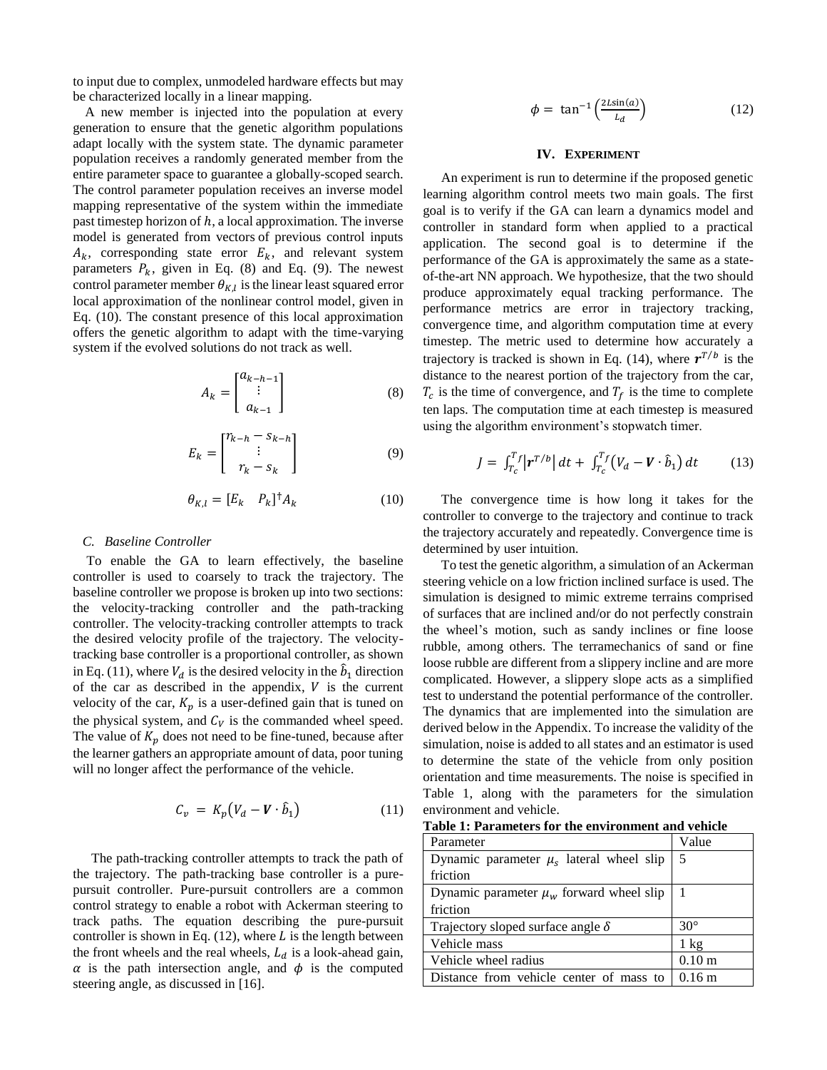to input due to complex, unmodeled hardware effects but may be characterized locally in a linear mapping.

A new member is injected into the population at every generation to ensure that the genetic algorithm populations adapt locally with the system state. The dynamic parameter population receives a randomly generated member from the entire parameter space to guarantee a globally-scoped search. The control parameter population receives an inverse model mapping representative of the system within the immediate past timestep horizon of $h$, a local approximation. The inverse model is generated from vectors of previous control inputs $A_k$, corresponding state error $E_k$, and relevant system parameters $P_k$, given in Eq. (8) and Eq. (9). The newest control parameter member $\theta_{K,l}$ is the linear least squared error local approximation of the nonlinear control model, given in Eq. (10). The constant presence of this local approximation offers the genetic algorithm to adapt with the time-varying system if the evolved solutions do not track as well.

$$A_k = \begin{bmatrix} a_{k-h-1} \\ \vdots \\ a_{k-1} \end{bmatrix} \tag{8}$$

$$E_k = \begin{bmatrix} r_{k-h} - s_{k-h} \\ \vdots \\ r_k - s_k \end{bmatrix} \tag{9}$$

$$\theta_{K,l} = [E_k \quad P_k]^{\dagger} A_k \tag{10}$$

### C. Baseline Controller

To enable the GA to learn effectively, the baseline controller is used to coarsely to track the trajectory. The baseline controller we propose is broken up into two sections: the velocity-tracking controller and the path-tracking controller. The velocity-tracking controller attempts to track the desired velocity profile of the trajectory. The velocity-tracking base controller is a proportional controller, as shown in Eq. (11), where $V_d$ is the desired velocity in the $\hat{b}_1$ direction of the car as described in the appendix, $V$ is the current velocity of the car, $K_p$ is a user-defined gain that is tuned on the physical system, and $C_V$ is the commanded wheel speed. The value of $K_p$ does not need to be fine-tuned, because after the learner gathers an appropriate amount of data, poor tuning will no longer affect the performance of the vehicle.

$$C_v = K_p\left(V_d - \boldsymbol{V} \cdot \hat{b}_1\right) \tag{11}$$

The path-tracking controller attempts to track the path of the trajectory. The path-tracking base controller is a pure-pursuit controller. Pure-pursuit controllers are a common control strategy to enable a robot with Ackerman steering to track paths. The equation describing the pure-pursuit controller is shown in Eq. (12), where $L$ is the length between the front wheels and the real wheels, $L_d$ is a look-ahead gain, $\alpha$ is the path intersection angle, and $\phi$ is the computed steering angle, as discussed in [16].

$$\phi = \tan^{-1}\left(\frac{2L\sin(\alpha)}{L_d}\right) \tag{12}$$

## IV. Experiment

An experiment is run to determine if the proposed genetic learning algorithm control meets two main goals. The first goal is to verify if the GA can learn a dynamics model and controller in standard form when applied to a practical application. The second goal is to determine if the performance of the GA is approximately the same as a state-of-the-art NN approach. We hypothesize, that the two should produce approximately equal tracking performance. The performance metrics are error in trajectory tracking, convergence time, and algorithm computation time at every timestep. The metric used to determine how accurately a trajectory is tracked is shown in Eq. (14), where $\boldsymbol{r}^{T/b}$ is the distance to the nearest portion of the trajectory from the car, $T_c$ is the time of convergence, and $T_f$ is the time to complete ten laps. The computation time at each timestep is measured using the algorithm environment's stopwatch timer.

$$J = \int_{T_c}^{T_f} \left|\boldsymbol{r}^{T/b}\right| dt + \int_{T_c}^{T_f} \left(V_d - \boldsymbol{V} \cdot \hat{b}_1\right) dt \tag{13}$$

The convergence time is how long it takes for the controller to converge to the trajectory and continue to track the trajectory accurately and repeatedly. Convergence time is determined by user intuition.

To test the genetic algorithm, a simulation of an Ackerman steering vehicle on a low friction inclined surface is used. The simulation is designed to mimic extreme terrains comprised of surfaces that are inclined and/or do not perfectly constrain the wheel's motion, such as sandy inclines or fine loose rubble, among others. The terramechanics of sand or fine loose rubble are different from a slippery incline and are more complicated. However, a slippery slope acts as a simplified test to understand the potential performance of the controller. The dynamics that are implemented into the simulation are derived below in the Appendix. To increase the validity of the simulation, noise is added to all states and an estimator is used to determine the state of the vehicle from only position orientation and time measurements. The noise is specified in Table 1, along with the parameters for the simulation environment and vehicle.

**Table 1: Parameters for the environment and vehicle**

| Parameter | Value |
|---|---|
| Dynamic parameter $\mu_s$ lateral wheel slip friction | 5 |
| Dynamic parameter $\mu_w$ forward wheel slip friction | 1 |
| Trajectory sloped surface angle $\delta$ | 30° |
| Vehicle mass | 1 kg |
| Vehicle wheel radius | 0.10 m |
| Distance from vehicle center of mass to | 0.16 m |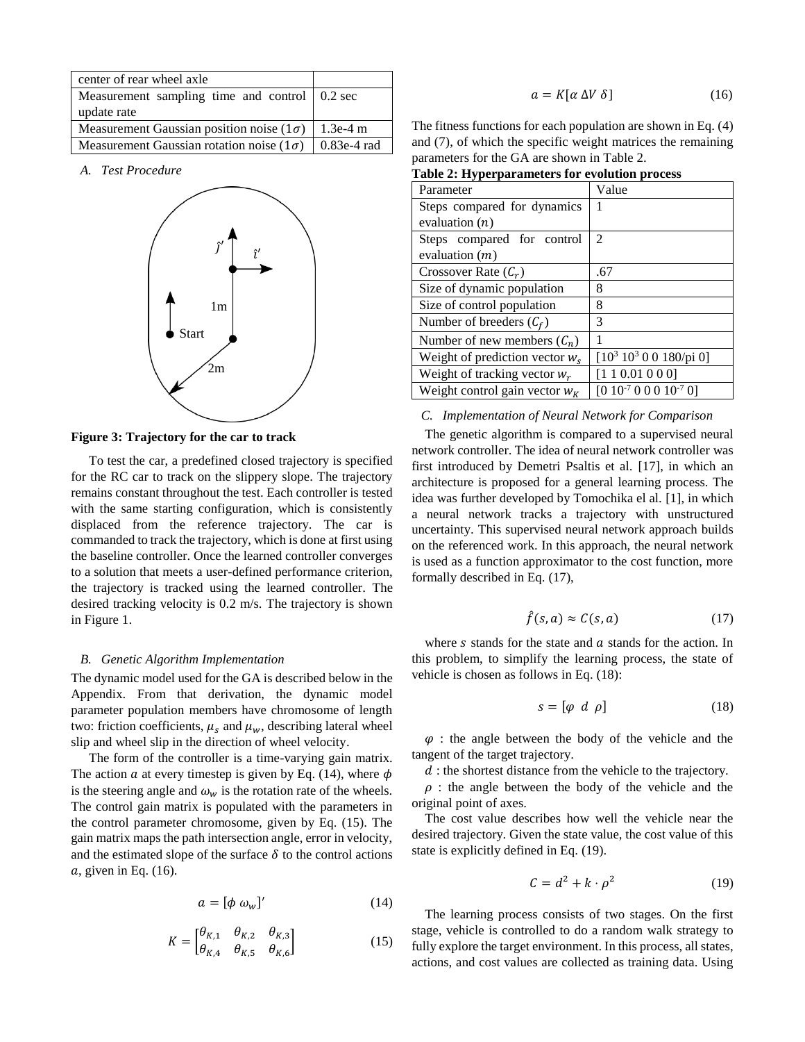| | |
|---|---|
| center of rear wheel axle | |
| Measurement sampling time and control update rate | 0.2 sec |
| Measurement Gaussian position noise ($1\sigma$) | 1.3e-4 m |
| Measurement Gaussian rotation noise ($1\sigma$) | 0.83e-4 rad |

### A. *Test Procedure*

$\hat{j}'$

$\hat{\imath}'$

1m

Start

2m

**Figure 3: Trajectory for the car to track**

To test the car, a predefined closed trajectory is specified for the RC car to track on the slippery slope. The trajectory remains constant throughout the test. Each controller is tested with the same starting configuration, which is consistently displaced from the reference trajectory. The car is commanded to track the trajectory, which is done at first using the baseline controller. Once the learned controller converges to a solution that meets a user-defined performance criterion, the trajectory is tracked using the learned controller. The desired tracking velocity is 0.2 m/s. The trajectory is shown in Figure 1.

### B. *Genetic Algorithm Implementation*

The dynamic model used for the GA is described below in the Appendix. From that derivation, the dynamic model parameter population members have chromosome of length two: friction coefficients, $\mu_s$ and $\mu_w$, describing lateral wheel slip and wheel slip in the direction of wheel velocity.

The form of the controller is a time-varying gain matrix. The action $a$ at every timestep is given by Eq. (14), where $\phi$ is the steering angle and $\omega_w$ is the rotation rate of the wheels. The control gain matrix is populated with the parameters in the control parameter chromosome, given by Eq. (15). The gain matrix maps the path intersection angle, error in velocity, and the estimated slope of the surface $\delta$ to the control actions $a$, given in Eq. (16).

$$a = [\phi \ \omega_w]' \tag{14}$$

$$K = \begin{bmatrix} \theta_{K,1} & \theta_{K,2} & \theta_{K,3} \\ \theta_{K,4} & \theta_{K,5} & \theta_{K,6} \end{bmatrix} \tag{15}$$

$$a = K[\alpha \ \Delta V \ \delta] \tag{16}$$

The fitness functions for each population are shown in Eq. (4) and (7), of which the specific weight matrices the remaining parameters for the GA are shown in Table 2.

**Table 2: Hyperparameters for evolution process**

| Parameter | Value |
|---|---|
| Steps compared for dynamics evaluation ($n$) | 1 |
| Steps compared for control evaluation ($m$) | 2 |
| Crossover Rate ($C_r$) | .67 |
| Size of dynamic population | 8 |
| Size of control population | 8 |
| Number of breeders ($C_f$) | 3 |
| Number of new members ($C_n$) | 1 |
| Weight of prediction vector $w_s$ | $[10^3 \ 10^3 \ 0 \ 0 \ 180/\text{pi} \ 0]$ |
| Weight of tracking vector $w_r$ | [1 1 0.01 0 0 0] |
| Weight control gain vector $w_K$ | $[0 \ 10^{-7} \ 0 \ 0 \ 0 \ 10^{-7} \ 0]$ |

### C. *Implementation of Neural Network for Comparison*

The genetic algorithm is compared to a supervised neural network controller. The idea of neural network controller was first introduced by Demetri Psaltis et al. [17], in which an architecture is proposed for a general learning process. The idea was further developed by Tomochika el al. [1], in which a neural network tracks a trajectory with unstructured uncertainty. This supervised neural network approach builds on the referenced work. In this approach, the neural network is used as a function approximator to the cost function, more formally described in Eq. (17),

$$\hat{f}(s, a) \approx C(s, a) \tag{17}$$

where $s$ stands for the state and $a$ stands for the action. In this problem, to simplify the learning process, the state of vehicle is chosen as follows in Eq. (18):

$$s = [\varphi \ \ d \ \ \rho] \tag{18}$$

$\varphi$ : the angle between the body of the vehicle and the tangent of the target trajectory.

$d$ : the shortest distance from the vehicle to the trajectory.

$\rho$ : the angle between the body of the vehicle and the original point of axes.

The cost value describes how well the vehicle near the desired trajectory. Given the state value, the cost value of this state is explicitly defined in Eq. (19).

$$C = d^2 + k \cdot \rho^2 \tag{19}$$

The learning process consists of two stages. On the first stage, vehicle is controlled to do a random walk strategy to fully explore the target environment. In this process, all states, actions, and cost values are collected as training data. Using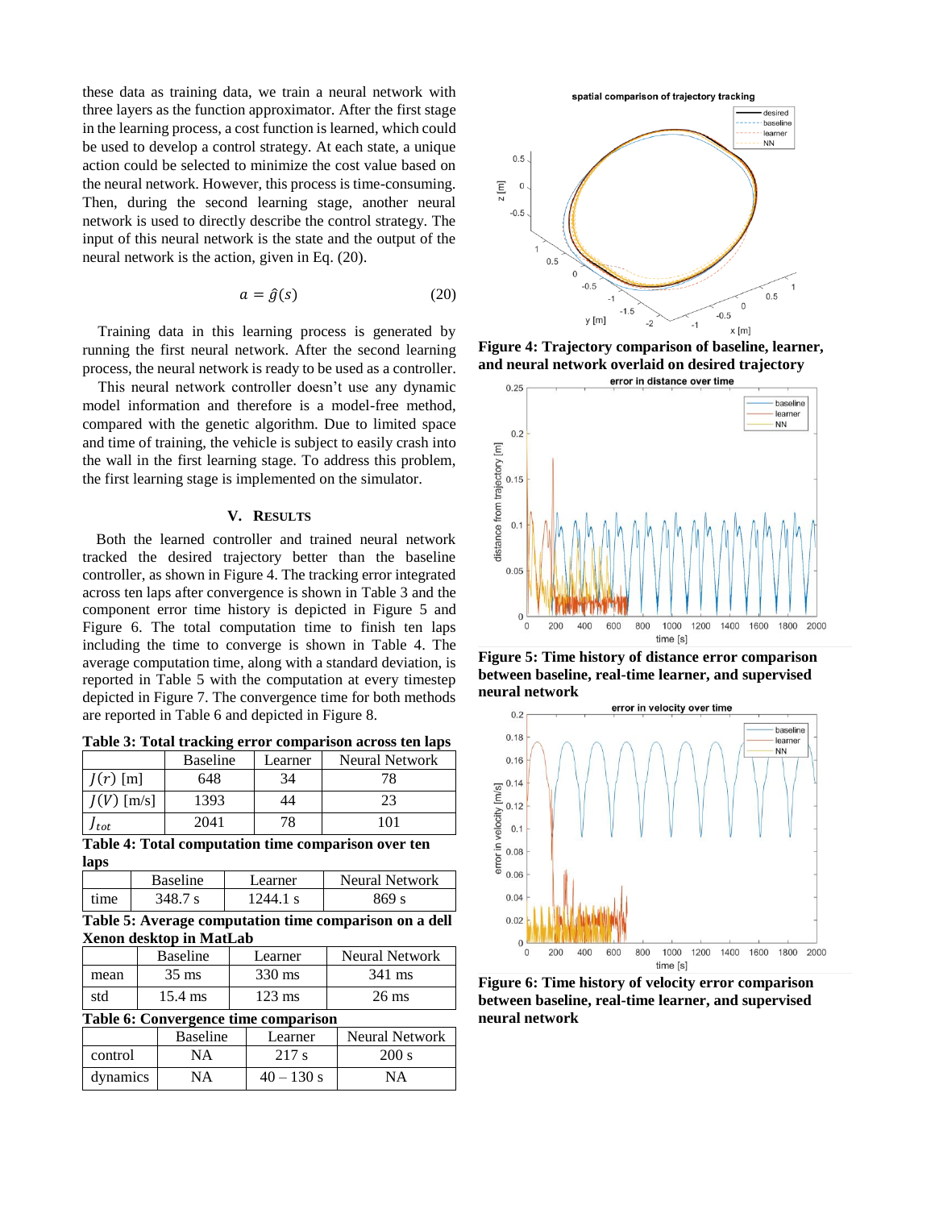these data as training data, we train a neural network with three layers as the function approximator. After the first stage in the learning process, a cost function is learned, which could be used to develop a control strategy. At each state, a unique action could be selected to minimize the cost value based on the neural network. However, this process is time-consuming. Then, during the second learning stage, another neural network is used to directly describe the control strategy. The input of this neural network is the state and the output of the neural network is the action, given in Eq. (20).

$$a = \hat{g}(s) \tag{20}$$

Training data in this learning process is generated by running the first neural network. After the second learning process, the neural network is ready to be used as a controller.

This neural network controller doesn't use any dynamic model information and therefore is a model-free method, compared with the genetic algorithm. Due to limited space and time of training, the vehicle is subject to easily crash into the wall in the first learning stage. To address this problem, the first learning stage is implemented on the simulator.

## V. Results

Both the learned controller and trained neural network tracked the desired trajectory better than the baseline controller, as shown in Figure 4. The tracking error integrated across ten laps after convergence is shown in Table 3 and the component error time history is depicted in Figure 5 and Figure 6. The total computation time to finish ten laps including the time to converge is shown in Table 4. The average computation time, along with a standard deviation, is reported in Table 5 with the computation at every timestep depicted in Figure 7. The convergence time for both methods are reported in Table 6 and depicted in Figure 8.

**Table 3: Total tracking error comparison across ten laps**

| | Baseline | Learner | Neural Network |
|---|---|---|---|
| $J(r)$ [m] | 648 | 34 | 78 |
| $J(V)$ [m/s] | 1393 | 44 | 23 |
| $J_{tot}$ | 2041 | 78 | 101 |

**Table 4: Total computation time comparison over ten laps**

| | Baseline | Learner | Neural Network |
|---|---|---|---|
| time | 348.7 s | 1244.1 s | 869 s |

**Table 5: Average computation time comparison on a dell Xenon desktop in MatLab**

| | Baseline | Learner | Neural Network |
|---|---|---|---|
| mean | 35 ms | 330 ms | 341 ms |
| std | 15.4 ms | 123 ms | 26 ms |

**Table 6: Convergence time comparison**

| | Baseline | Learner | Neural Network |
|---|---|---|---|
| control | NA | 217 s | 200 s |
| dynamics | NA | 40 – 130 s | NA |

spatial comparison of trajectory tracking

desired
baseline
learner
NN

z [m]
y [m]
x [m]

**Figure 4: Trajectory comparison of baseline, learner, and neural network overlaid on desired trajectory**

error in distance over time

baseline
learner
NN

distance from trajectory [m]
time [s]

**Figure 5: Time history of distance error comparison between baseline, real-time learner, and supervised neural network**

error in velocity over time

baseline
learner
NN

error in velocity [m/s]
time [s]

**Figure 6: Time history of velocity error comparison between baseline, real-time learner, and supervised neural network**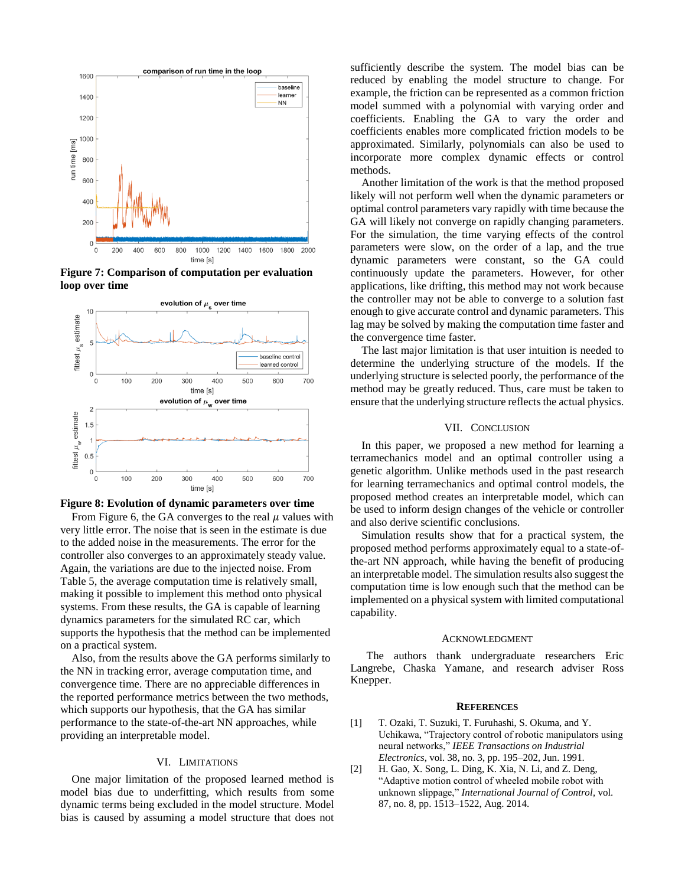comparison of run time in the loop

1600
1400
1200
1000
800
600
400
200
0

run time [ms]

0 200 400 600 800 1000 1200 1400 1600 1800 2000

time [s]

baseline
learner
NN

**Figure 7: Comparison of computation per evaluation loop over time**

evolution of $\mu_s$ over time

10
5
0

fittest $\mu_s$ estimate

0 100 200 300 400 500 600 700

time [s]

baseline control
learned control

evolution of $\mu_w$ over time

2
1.5
1
0.5
0

fittest $\mu_w$ estimate

0 100 200 300 400 500 600 700

time [s]

**Figure 8: Evolution of dynamic parameters over time**

From Figure 6, the GA converges to the real $\mu$ values with very little error. The noise that is seen in the estimate is due to the added noise in the measurements. The error for the controller also converges to an approximately steady value. Again, the variations are due to the injected noise. From Table 5, the average computation time is relatively small, making it possible to implement this method onto physical systems. From these results, the GA is capable of learning dynamics parameters for the simulated RC car, which supports the hypothesis that the method can be implemented on a practical system.

Also, from the results above the GA performs similarly to the NN in tracking error, average computation time, and convergence time. There are no appreciable differences in the reported performance metrics between the two methods, which supports our hypothesis, that the GA has similar performance to the state-of-the-art NN approaches, while providing an interpretable model.

## VI. Limitations

One major limitation of the proposed learned method is model bias due to underfitting, which results from some dynamic terms being excluded in the model structure. Model bias is caused by assuming a model structure that does not sufficiently describe the system. The model bias can be reduced by enabling the model structure to change. For example, the friction can be represented as a common friction model summed with a polynomial with varying order and coefficients. Enabling the GA to vary the order and coefficients enables more complicated friction models to be approximated. Similarly, polynomials can also be used to incorporate more complex dynamic effects or control methods.

Another limitation of the work is that the method proposed likely will not perform well when the dynamic parameters or optimal control parameters vary rapidly with time because the GA will likely not converge on rapidly changing parameters. For the simulation, the time varying effects of the control parameters were slow, on the order of a lap, and the true dynamic parameters were constant, so the GA could continuously update the parameters. However, for other applications, like drifting, this method may not work because the controller may not be able to converge to a solution fast enough to give accurate control and dynamic parameters. This lag may be solved by making the computation time faster and the convergence time faster.

The last major limitation is that user intuition is needed to determine the underlying structure of the models. If the underlying structure is selected poorly, the performance of the method may be greatly reduced. Thus, care must be taken to ensure that the underlying structure reflects the actual physics.

## VII. Conclusion

In this paper, we proposed a new method for learning a terramechanics model and an optimal controller using a genetic algorithm. Unlike methods used in the past research for learning terramechanics and optimal control models, the proposed method creates an interpretable model, which can be used to inform design changes of the vehicle or controller and also derive scientific conclusions.

Simulation results show that for a practical system, the proposed method performs approximately equal to a state-of-the-art NN approach, while having the benefit of producing an interpretable model. The simulation results also suggest the computation time is low enough such that the method can be implemented on a physical system with limited computational capability.

## Acknowledgment

The authors thank undergraduate researchers Eric Langrebe, Chaska Yamane, and research adviser Ross Knepper.

## References

[1] T. Ozaki, T. Suzuki, T. Furuhashi, S. Okuma, and Y. Uchikawa, "Trajectory control of robotic manipulators using neural networks," *IEEE Transactions on Industrial Electronics*, vol. 38, no. 3, pp. 195–202, Jun. 1991.

[2] H. Gao, X. Song, L. Ding, K. Xia, N. Li, and Z. Deng, "Adaptive motion control of wheeled mobile robot with unknown slippage," *International Journal of Control*, vol. 87, no. 8, pp. 1513–1522, Aug. 2014.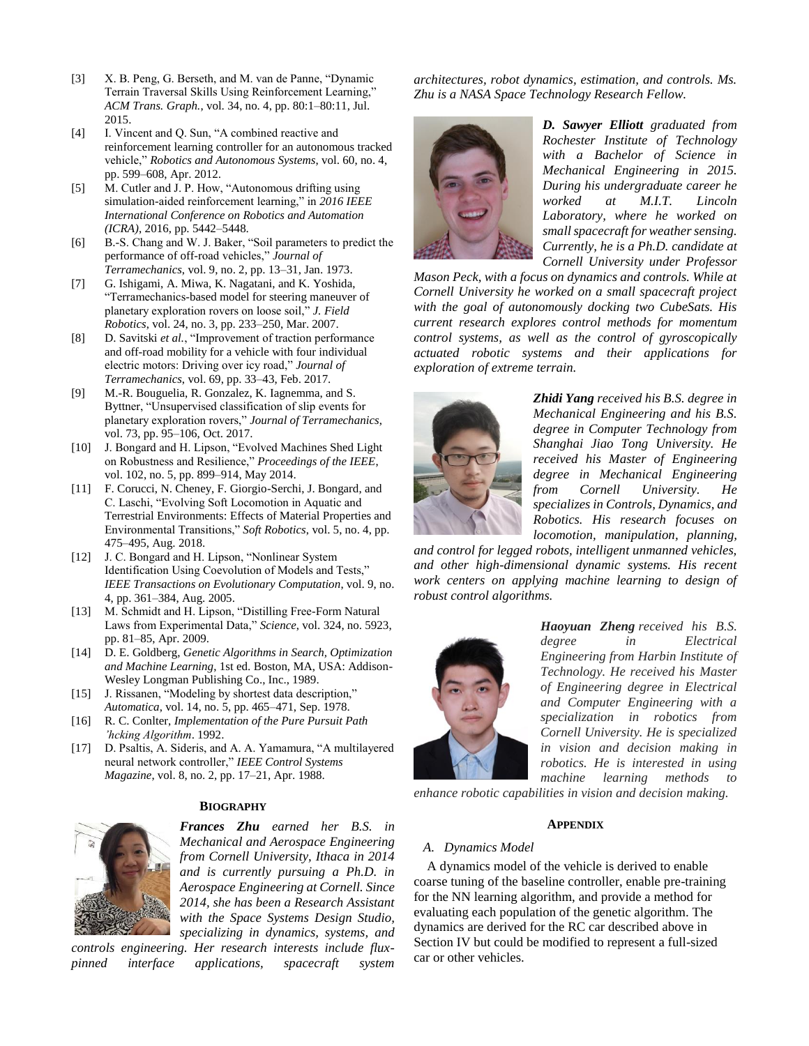[3] X. B. Peng, G. Berseth, and M. van de Panne, "Dynamic Terrain Traversal Skills Using Reinforcement Learning," *ACM Trans. Graph.*, vol. 34, no. 4, pp. 80:1–80:11, Jul. 2015.

[4] I. Vincent and Q. Sun, "A combined reactive and reinforcement learning controller for an autonomous tracked vehicle," *Robotics and Autonomous Systems*, vol. 60, no. 4, pp. 599–608, Apr. 2012.

[5] M. Cutler and J. P. How, "Autonomous drifting using simulation-aided reinforcement learning," in *2016 IEEE International Conference on Robotics and Automation (ICRA)*, 2016, pp. 5442–5448.

[6] B.-S. Chang and W. J. Baker, "Soil parameters to predict the performance of off-road vehicles," *Journal of Terramechanics*, vol. 9, no. 2, pp. 13–31, Jan. 1973.

[7] G. Ishigami, A. Miwa, K. Nagatani, and K. Yoshida, "Terramechanics-based model for steering maneuver of planetary exploration rovers on loose soil," *J. Field Robotics*, vol. 24, no. 3, pp. 233–250, Mar. 2007.

[8] D. Savitski *et al.*, "Improvement of traction performance and off-road mobility for a vehicle with four individual electric motors: Driving over icy road," *Journal of Terramechanics*, vol. 69, pp. 33–43, Feb. 2017.

[9] M.-R. Bouguelia, R. Gonzalez, K. Iagnemma, and S. Byttner, "Unsupervised classification of slip events for planetary exploration rovers," *Journal of Terramechanics*, vol. 73, pp. 95–106, Oct. 2017.

[10] J. Bongard and H. Lipson, "Evolved Machines Shed Light on Robustness and Resilience," *Proceedings of the IEEE*, vol. 102, no. 5, pp. 899–914, May 2014.

[11] F. Corucci, N. Cheney, F. Giorgio-Serchi, J. Bongard, and C. Laschi, "Evolving Soft Locomotion in Aquatic and Terrestrial Environments: Effects of Material Properties and Environmental Transitions," *Soft Robotics*, vol. 5, no. 4, pp. 475–495, Aug. 2018.

[12] J. C. Bongard and H. Lipson, "Nonlinear System Identification Using Coevolution of Models and Tests," *IEEE Transactions on Evolutionary Computation*, vol. 9, no. 4, pp. 361–384, Aug. 2005.

[13] M. Schmidt and H. Lipson, "Distilling Free-Form Natural Laws from Experimental Data," *Science*, vol. 324, no. 5923, pp. 81–85, Apr. 2009.

[14] D. E. Goldberg, *Genetic Algorithms in Search, Optimization and Machine Learning*, 1st ed. Boston, MA, USA: Addison-Wesley Longman Publishing Co., Inc., 1989.

[15] J. Rissanen, "Modeling by shortest data description," *Automatica*, vol. 14, no. 5, pp. 465–471, Sep. 1978.

[16] R. C. Conlter, *Implementation of the Pure Pursuit Path 'hcking Algorithm*. 1992.

[17] D. Psaltis, A. Sideris, and A. A. Yamamura, "A multilayered neural network controller," *IEEE Control Systems Magazine*, vol. 8, no. 2, pp. 17–21, Apr. 1988.

## BIOGRAPHY

***Frances Zhu*** *earned her B.S. in Mechanical and Aerospace Engineering from Cornell University, Ithaca in 2014 and is currently pursuing a Ph.D. in Aerospace Engineering at Cornell. Since 2014, she has been a Research Assistant with the Space Systems Design Studio, specializing in dynamics, systems, and controls engineering. Her research interests include flux-pinned interface applications, spacecraft system architectures, robot dynamics, estimation, and controls. Ms. Zhu is a NASA Space Technology Research Fellow.*

***D. Sawyer Elliott*** *graduated from Rochester Institute of Technology with a Bachelor of Science in Mechanical Engineering in 2015. During his undergraduate career he worked at M.I.T. Lincoln Laboratory, where he worked on small spacecraft for weather sensing. Currently, he is a Ph.D. candidate at Cornell University under Professor Mason Peck, with a focus on dynamics and controls. While at Cornell University he worked on a small spacecraft project with the goal of autonomously docking two CubeSats. His current research explores control methods for momentum control systems, as well as the control of gyroscopically actuated robotic systems and their applications for exploration of extreme terrain.*

***Zhidi Yang*** *received his B.S. degree in Mechanical Engineering and his B.S. degree in Computer Technology from Shanghai Jiao Tong University. He received his Master of Engineering degree in Mechanical Engineering from Cornell University. He specializes in Controls, Dynamics, and Robotics. His research focuses on locomotion, manipulation, planning, and control for legged robots, intelligent unmanned vehicles, and other high-dimensional dynamic systems. His recent work centers on applying machine learning to design of robust control algorithms.*

***Haoyuan Zheng*** *received his B.S. degree in Electrical Engineering from Harbin Institute of Technology. He received his Master of Engineering degree in Electrical and Computer Engineering with a specialization in robotics from Cornell University. He is specialized in vision and decision making in robotics. He is interested in using machine learning methods to enhance robotic capabilities in vision and decision making.*

## APPENDIX

### *A. Dynamics Model*

A dynamics model of the vehicle is derived to enable coarse tuning of the baseline controller, enable pre-training for the NN learning algorithm, and provide a method for evaluating each population of the genetic algorithm. The dynamics are derived for the RC car described above in Section IV but could be modified to represent a full-sized car or other vehicles.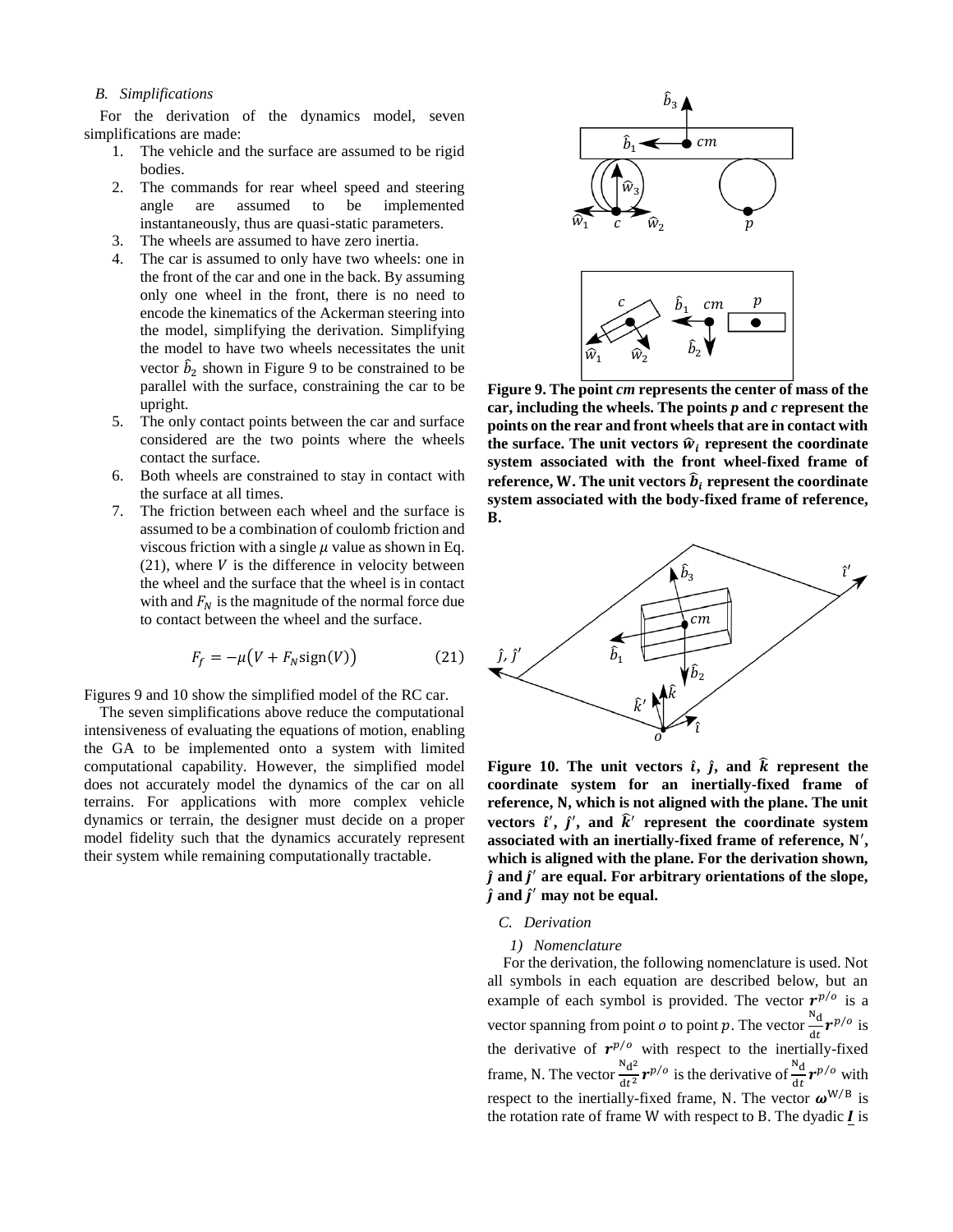### B. Simplifications

For the derivation of the dynamics model, seven simplifications are made:

1. The vehicle and the surface are assumed to be rigid bodies.
2. The commands for rear wheel speed and steering angle are assumed to be implemented instantaneously, thus are quasi-static parameters.
3. The wheels are assumed to have zero inertia.
4. The car is assumed to only have two wheels: one in the front of the car and one in the back. By assuming only one wheel in the front, there is no need to encode the kinematics of the Ackerman steering into the model, simplifying the derivation. Simplifying the model to have two wheels necessitates the unit vector $\hat{b}_2$ shown in Figure 9 to be constrained to be parallel with the surface, constraining the car to be upright.
5. The only contact points between the car and surface considered are the two points where the wheels contact the surface.
6. Both wheels are constrained to stay in contact with the surface at all times.
7. The friction between each wheel and the surface is assumed to be a combination of coulomb friction and viscous friction with a single $\mu$ value as shown in Eq. (21), where $V$ is the difference in velocity between the wheel and the surface that the wheel is in contact with and $F_N$ is the magnitude of the normal force due to contact between the wheel and the surface.

$$F_f = -\mu\big(V + F_N \text{sign}(V)\big) \tag{21}$$

Figures 9 and 10 show the simplified model of the RC car.

The seven simplifications above reduce the computational intensiveness of evaluating the equations of motion, enabling the GA to be implemented onto a system with limited computational capability. However, the simplified model does not accurately model the dynamics of the car on all terrains. For applications with more complex vehicle dynamics or terrain, the designer must decide on a proper model fidelity such that the dynamics accurately represent their system while remaining computationally tractable.

$\hat{b}_3$
$\hat{b}_1$
$cm$
$\hat{w}_3$
$\hat{w}_1$
$c$
$\hat{w}_2$
$p$

$c$
$\hat{b}_1$
$cm$
$p$
$\hat{w}_1$
$\hat{w}_2$
$\hat{b}_2$

**Figure 9. The point *cm* represents the center of mass of the car, including the wheels. The points *p* and *c* represent the points on the rear and front wheels that are in contact with the surface. The unit vectors $\hat{w}_i$ represent the coordinate system associated with the front wheel-fixed frame of reference, W. The unit vectors $\hat{b}_i$ represent the coordinate system associated with the body-fixed frame of reference, B.**

$\hat{b}_3$
$\hat{\imath}'$
$cm$
$\hat{\jmath}, \hat{\jmath}'$
$\hat{b}_1$
$\hat{b}_2$
$\hat{k}'$
$\hat{k}$
$\hat{\imath}$
$o$

**Figure 10. The unit vectors $\hat{\imath}$, $\hat{\jmath}$, and $\hat{k}$ represent the coordinate system for an inertially-fixed frame of reference, N, which is not aligned with the plane. The unit vectors $\hat{\imath}'$, $\hat{\jmath}'$, and $\hat{k}'$ represent the coordinate system associated with an inertially-fixed frame of reference, N′, which is aligned with the plane. For the derivation shown, $\hat{\jmath}$ and $\hat{\jmath}'$ are equal. For arbitrary orientations of the slope, $\hat{\jmath}$ and $\hat{\jmath}'$ may not be equal.**

### C. Derivation

#### 1) Nomenclature

For the derivation, the following nomenclature is used. Not all symbols in each equation are described below, but an example of each symbol is provided. The vector $\boldsymbol{r}^{p/o}$ is a vector spanning from point $o$ to point $p$. The vector $\frac{^{\text{N}}\text{d}}{\text{d}t}\boldsymbol{r}^{p/o}$ is the derivative of $\boldsymbol{r}^{p/o}$ with respect to the inertially-fixed frame, N. The vector $\frac{^{\text{N}}\text{d}^2}{\text{d}t^2}\boldsymbol{r}^{p/o}$ is the derivative of $\frac{^{\text{N}}\text{d}}{\text{d}t}\boldsymbol{r}^{p/o}$ with respect to the inertially-fixed frame, N. The vector $\boldsymbol{\omega}^{\text{W/B}}$ is the rotation rate of frame W with respect to B. The dyadic $\underline{\boldsymbol{I}}$ is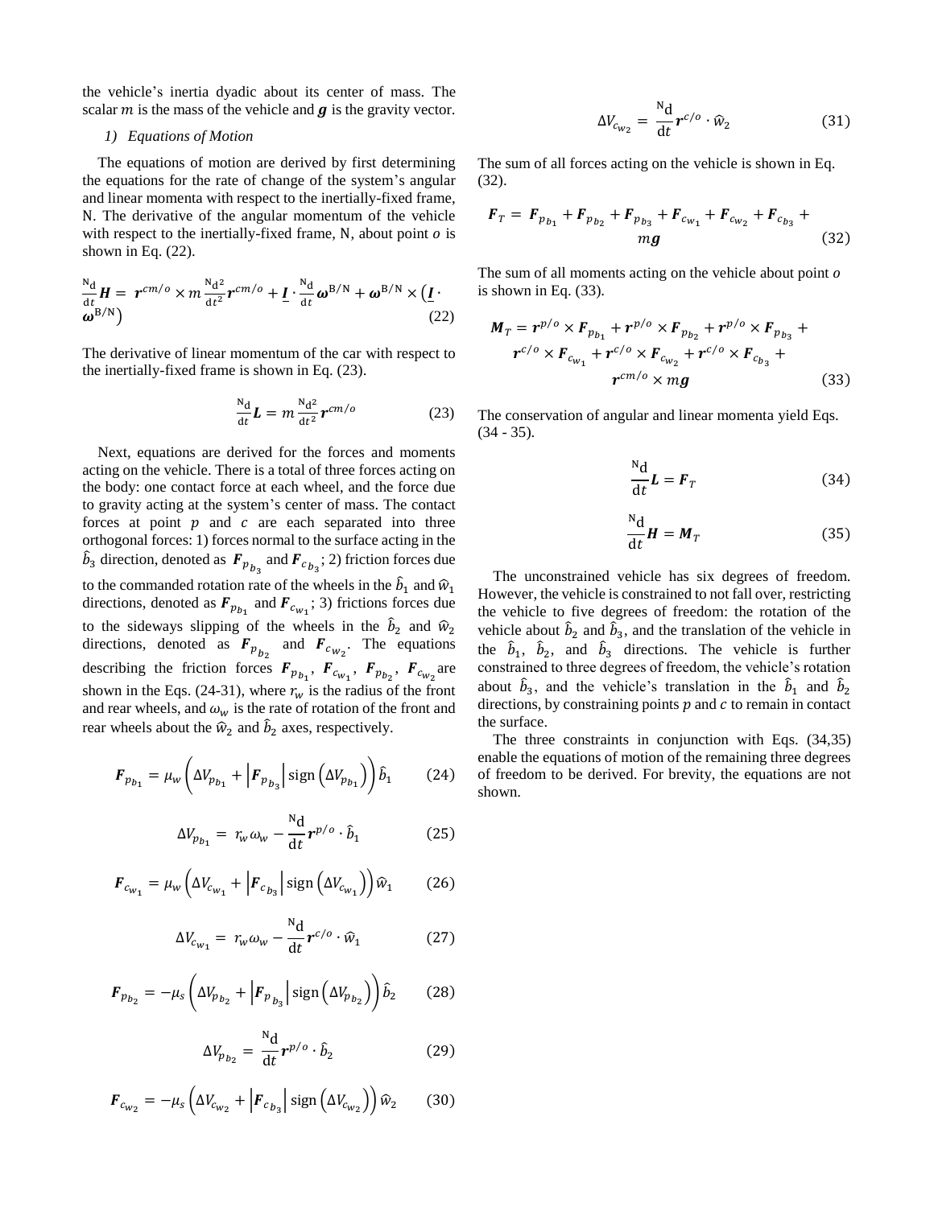the vehicle's inertia dyadic about its center of mass. The scalar $m$ is the mass of the vehicle and $\boldsymbol{g}$ is the gravity vector.

### 1) Equations of Motion

The equations of motion are derived by first determining the equations for the rate of change of the system's angular and linear momenta with respect to the inertially-fixed frame, N. The derivative of the angular momentum of the vehicle with respect to the inertially-fixed frame, N, about point $o$ is shown in Eq. (22).

$$\frac{{}^{\mathrm{N}}\mathrm{d}}{\mathrm{d}t}\boldsymbol{H} = \boldsymbol{r}^{cm/o} \times m\frac{{}^{\mathrm{N}}\mathrm{d}^2}{\mathrm{d}t^2}\boldsymbol{r}^{cm/o} + \underline{\boldsymbol{I}} \cdot \frac{{}^{\mathrm{N}}\mathrm{d}}{\mathrm{d}t}\boldsymbol{\omega}^{\mathrm{B/N}} + \boldsymbol{\omega}^{\mathrm{B/N}} \times \left(\underline{\boldsymbol{I}} \cdot \boldsymbol{\omega}^{\mathrm{B/N}}\right) \tag{22}$$

The derivative of linear momentum of the car with respect to the inertially-fixed frame is shown in Eq. (23).

$$\frac{{}^{\mathrm{N}}\mathrm{d}}{\mathrm{d}t}\boldsymbol{L} = m\frac{{}^{\mathrm{N}}\mathrm{d}^2}{\mathrm{d}t^2}\boldsymbol{r}^{cm/o} \tag{23}$$

Next, equations are derived for the forces and moments acting on the vehicle. There is a total of three forces acting on the body: one contact force at each wheel, and the force due to gravity acting at the system's center of mass. The contact forces at point $p$ and $c$ are each separated into three orthogonal forces: 1) forces normal to the surface acting in the $\hat{b}_3$ direction, denoted as $\boldsymbol{F}_{p_{b_3}}$ and $\boldsymbol{F}_{c_{b_3}}$; 2) friction forces due to the commanded rotation rate of the wheels in the $\hat{b}_1$ and $\hat{w}_1$ directions, denoted as $\boldsymbol{F}_{p_{b_1}}$ and $\boldsymbol{F}_{c_{w_1}}$; 3) frictions forces due to the sideways slipping of the wheels in the $\hat{b}_2$ and $\hat{w}_2$ directions, denoted as $\boldsymbol{F}_{p_{b_2}}$ and $\boldsymbol{F}_{c_{w_2}}$. The equations describing the friction forces $\boldsymbol{F}_{p_{b_1}}$, $\boldsymbol{F}_{c_{w_1}}$, $\boldsymbol{F}_{p_{b_2}}$, $\boldsymbol{F}_{c_{w_2}}$ are shown in the Eqs. (24-31), where $r_w$ is the radius of the front and rear wheels, and $\omega_w$ is the rate of rotation of the front and rear wheels about the $\hat{w}_2$ and $\hat{b}_2$ axes, respectively.

$$\boldsymbol{F}_{p_{b_1}} = \mu_w\left(\Delta V_{p_{b_1}} + \left|\boldsymbol{F}_{p_{b_3}}\right| \mathrm{sign}\left(\Delta V_{p_{b_1}}\right)\right)\hat{b}_1 \tag{24}$$

$$\Delta V_{p_{b_1}} = r_w\omega_w - \frac{{}^{\mathrm{N}}\mathrm{d}}{\mathrm{d}t}\boldsymbol{r}^{p/o} \cdot \hat{b}_1 \tag{25}$$

$$\boldsymbol{F}_{c_{w_1}} = \mu_w\left(\Delta V_{c_{w_1}} + \left|\boldsymbol{F}_{c_{b_3}}\right| \mathrm{sign}\left(\Delta V_{c_{w_1}}\right)\right)\hat{w}_1 \tag{26}$$

$$\Delta V_{c_{w_1}} = r_w\omega_w - \frac{{}^{\mathrm{N}}\mathrm{d}}{\mathrm{d}t}\boldsymbol{r}^{c/o} \cdot \hat{w}_1 \tag{27}$$

$$\boldsymbol{F}_{p_{b_2}} = -\mu_s\left(\Delta V_{p_{b_2}} + \left|\boldsymbol{F}_{p_{b_3}}\right| \mathrm{sign}\left(\Delta V_{p_{b_2}}\right)\right)\hat{b}_2 \tag{28}$$

$$\Delta V_{p_{b_2}} = \frac{{}^{\mathrm{N}}\mathrm{d}}{\mathrm{d}t}\boldsymbol{r}^{p/o} \cdot \hat{b}_2 \tag{29}$$

$$\boldsymbol{F}_{c_{w_2}} = -\mu_s\left(\Delta V_{c_{w_2}} + \left|\boldsymbol{F}_{c_{b_3}}\right| \mathrm{sign}\left(\Delta V_{c_{w_2}}\right)\right)\hat{w}_2 \tag{30}$$

$$\Delta V_{c_{w_2}} = \frac{{}^{\mathrm{N}}\mathrm{d}}{\mathrm{d}t}\boldsymbol{r}^{c/o} \cdot \hat{w}_2 \tag{31}$$

The sum of all forces acting on the vehicle is shown in Eq. (32).

$$\boldsymbol{F}_T = \boldsymbol{F}_{p_{b_1}} + \boldsymbol{F}_{p_{b_2}} + \boldsymbol{F}_{p_{b_3}} + \boldsymbol{F}_{c_{w_1}} + \boldsymbol{F}_{c_{w_2}} + \boldsymbol{F}_{c_{b_3}} + m\boldsymbol{g} \tag{32}$$

The sum of all moments acting on the vehicle about point $o$ is shown in Eq. (33).

$$\boldsymbol{M}_T = \boldsymbol{r}^{p/o} \times \boldsymbol{F}_{p_{b_1}} + \boldsymbol{r}^{p/o} \times \boldsymbol{F}_{p_{b_2}} + \boldsymbol{r}^{p/o} \times \boldsymbol{F}_{p_{b_3}} + \boldsymbol{r}^{c/o} \times \boldsymbol{F}_{c_{w_1}} + \boldsymbol{r}^{c/o} \times \boldsymbol{F}_{c_{w_2}} + \boldsymbol{r}^{c/o} \times \boldsymbol{F}_{c_{b_3}} + \boldsymbol{r}^{cm/o} \times m\boldsymbol{g} \tag{33}$$

The conservation of angular and linear momenta yield Eqs. (34 - 35).

$$\frac{{}^{\mathrm{N}}\mathrm{d}}{\mathrm{d}t}\boldsymbol{L} = \boldsymbol{F}_T \tag{34}$$

$$\frac{{}^{\mathrm{N}}\mathrm{d}}{\mathrm{d}t}\boldsymbol{H} = \boldsymbol{M}_T \tag{35}$$

The unconstrained vehicle has six degrees of freedom. However, the vehicle is constrained to not fall over, restricting the vehicle to five degrees of freedom: the rotation of the vehicle about $\hat{b}_2$ and $\hat{b}_3$, and the translation of the vehicle in the $\hat{b}_1$, $\hat{b}_2$, and $\hat{b}_3$ directions. The vehicle is further constrained to three degrees of freedom, the vehicle's rotation about $\hat{b}_3$, and the vehicle's translation in the $\hat{b}_1$ and $\hat{b}_2$ directions, by constraining points $p$ and $c$ to remain in contact the surface.

The three constraints in conjunction with Eqs. (34,35) enable the equations of motion of the remaining three degrees of freedom to be derived. For brevity, the equations are not shown.